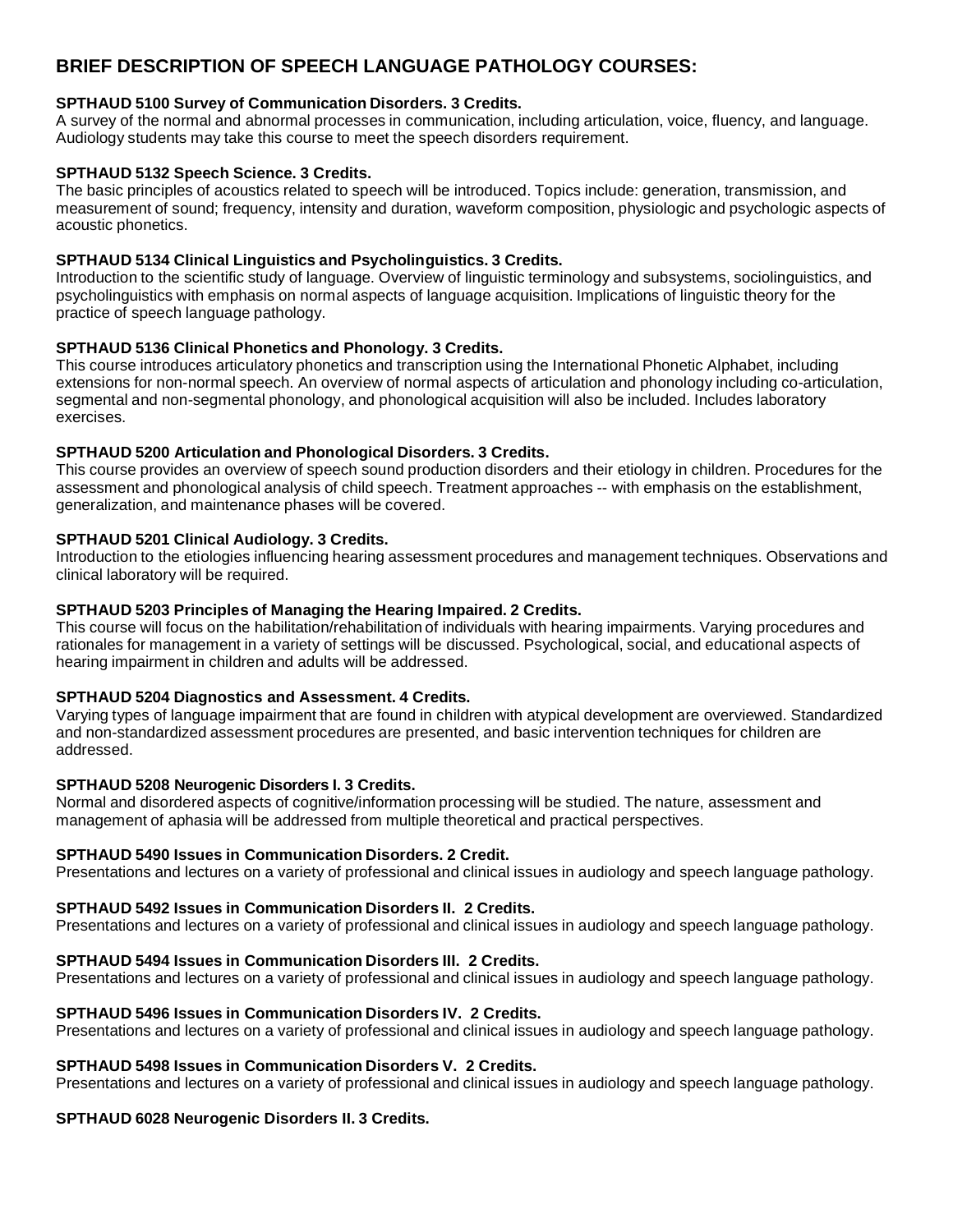# BRIEF DESCRIPTION OF SPEECH LANGUAGE PATHOLOGY COURSES:

**SPTHAUD 5100 Survey of Communication Disorders. 3 Credits.**
A survey of the normal and abnormal processes in communication, including articulation, voice, fluency, and language. Audiology students may take this course to meet the speech disorders requirement.

**SPTHAUD 5132 Speech Science. 3 Credits.**
The basic principles of acoustics related to speech will be introduced. Topics include: generation, transmission, and measurement of sound; frequency, intensity and duration, waveform composition, physiologic and psychologic aspects of acoustic phonetics.

**SPTHAUD 5134 Clinical Linguistics and Psycholinguistics. 3 Credits.**
Introduction to the scientific study of language. Overview of linguistic terminology and subsystems, sociolinguistics, and psycholinguistics with emphasis on normal aspects of language acquisition. Implications of linguistic theory for the practice of speech language pathology.

**SPTHAUD 5136 Clinical Phonetics and Phonology. 3 Credits.**
This course introduces articulatory phonetics and transcription using the International Phonetic Alphabet, including extensions for non-normal speech. An overview of normal aspects of articulation and phonology including co-articulation, segmental and non-segmental phonology, and phonological acquisition will also be included. Includes laboratory exercises.

**SPTHAUD 5200 Articulation and Phonological Disorders. 3 Credits.**
This course provides an overview of speech sound production disorders and their etiology in children. Procedures for the assessment and phonological analysis of child speech. Treatment approaches -- with emphasis on the establishment, generalization, and maintenance phases will be covered.

**SPTHAUD 5201 Clinical Audiology. 3 Credits.**
Introduction to the etiologies influencing hearing assessment procedures and management techniques. Observations and clinical laboratory will be required.

**SPTHAUD 5203 Principles of Managing the Hearing Impaired. 2 Credits.**
This course will focus on the habilitation/rehabilitation of individuals with hearing impairments. Varying procedures and rationales for management in a variety of settings will be discussed. Psychological, social, and educational aspects of hearing impairment in children and adults will be addressed.

**SPTHAUD 5204 Diagnostics and Assessment. 4 Credits.**
Varying types of language impairment that are found in children with atypical development are overviewed. Standardized and non-standardized assessment procedures are presented, and basic intervention techniques for children are addressed.

**SPTHAUD 5208 Neurogenic Disorders I. 3 Credits.**
Normal and disordered aspects of cognitive/information processing will be studied. The nature, assessment and management of aphasia will be addressed from multiple theoretical and practical perspectives.

**SPTHAUD 5490 Issues in Communication Disorders. 2 Credit.**
Presentations and lectures on a variety of professional and clinical issues in audiology and speech language pathology.

**SPTHAUD 5492 Issues in Communication Disorders II. 2 Credits.**
Presentations and lectures on a variety of professional and clinical issues in audiology and speech language pathology.

**SPTHAUD 5494 Issues in Communication Disorders III. 2 Credits.**
Presentations and lectures on a variety of professional and clinical issues in audiology and speech language pathology.

**SPTHAUD 5496 Issues in Communication Disorders IV. 2 Credits.**
Presentations and lectures on a variety of professional and clinical issues in audiology and speech language pathology.

**SPTHAUD 5498 Issues in Communication Disorders V. 2 Credits.**
Presentations and lectures on a variety of professional and clinical issues in audiology and speech language pathology.

**SPTHAUD 6028 Neurogenic Disorders II. 3 Credits.**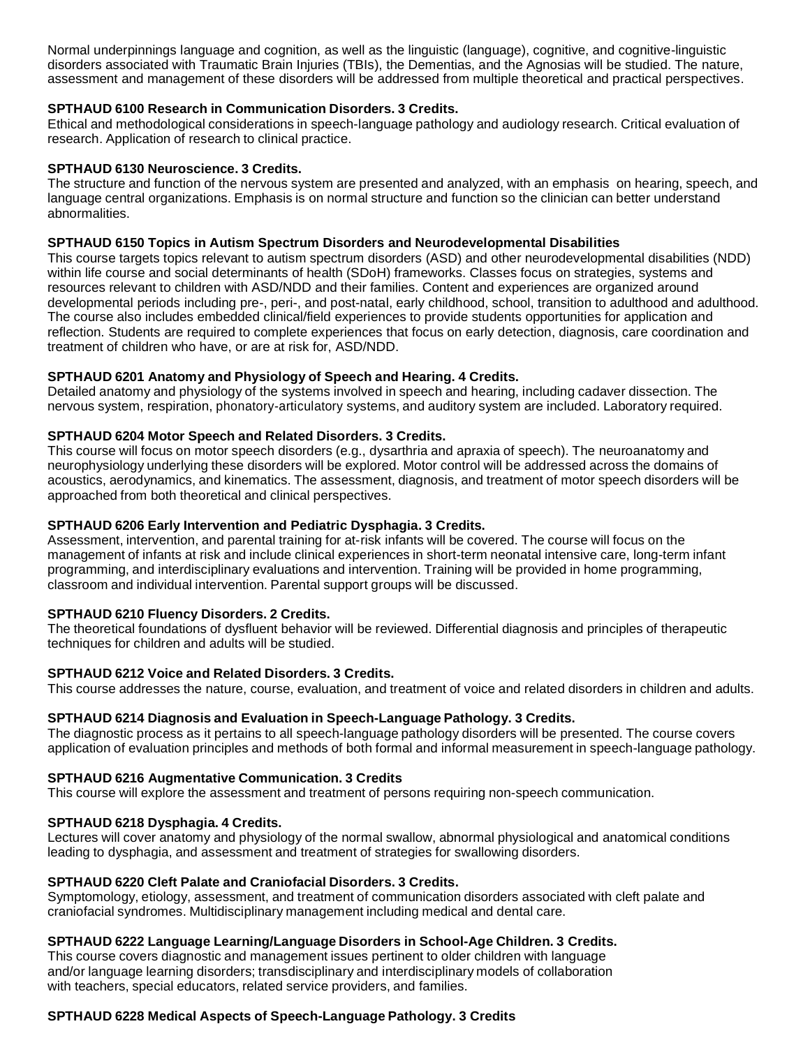Normal underpinnings language and cognition, as well as the linguistic (language), cognitive, and cognitive-linguistic disorders associated with Traumatic Brain Injuries (TBIs), the Dementias, and the Agnosias will be studied. The nature, assessment and management of these disorders will be addressed from multiple theoretical and practical perspectives.

**SPTHAUD 6100 Research in Communication Disorders. 3 Credits.**
Ethical and methodological considerations in speech-language pathology and audiology research. Critical evaluation of research. Application of research to clinical practice.

**SPTHAUD 6130 Neuroscience. 3 Credits.**
The structure and function of the nervous system are presented and analyzed, with an emphasis on hearing, speech, and language central organizations. Emphasis is on normal structure and function so the clinician can better understand abnormalities.

**SPTHAUD 6150 Topics in Autism Spectrum Disorders and Neurodevelopmental Disabilities**
This course targets topics relevant to autism spectrum disorders (ASD) and other neurodevelopmental disabilities (NDD) within life course and social determinants of health (SDoH) frameworks. Classes focus on strategies, systems and resources relevant to children with ASD/NDD and their families. Content and experiences are organized around developmental periods including pre-, peri-, and post-natal, early childhood, school, transition to adulthood and adulthood. The course also includes embedded clinical/field experiences to provide students opportunities for application and reflection. Students are required to complete experiences that focus on early detection, diagnosis, care coordination and treatment of children who have, or are at risk for, ASD/NDD.

**SPTHAUD 6201 Anatomy and Physiology of Speech and Hearing. 4 Credits.**
Detailed anatomy and physiology of the systems involved in speech and hearing, including cadaver dissection. The nervous system, respiration, phonatory-articulatory systems, and auditory system are included. Laboratory required.

**SPTHAUD 6204 Motor Speech and Related Disorders. 3 Credits.**
This course will focus on motor speech disorders (e.g., dysarthria and apraxia of speech). The neuroanatomy and neurophysiology underlying these disorders will be explored. Motor control will be addressed across the domains of acoustics, aerodynamics, and kinematics. The assessment, diagnosis, and treatment of motor speech disorders will be approached from both theoretical and clinical perspectives.

**SPTHAUD 6206 Early Intervention and Pediatric Dysphagia. 3 Credits.**
Assessment, intervention, and parental training for at-risk infants will be covered. The course will focus on the management of infants at risk and include clinical experiences in short-term neonatal intensive care, long-term infant programming, and interdisciplinary evaluations and intervention. Training will be provided in home programming, classroom and individual intervention. Parental support groups will be discussed.

**SPTHAUD 6210 Fluency Disorders. 2 Credits.**
The theoretical foundations of dysfluent behavior will be reviewed. Differential diagnosis and principles of therapeutic techniques for children and adults will be studied.

**SPTHAUD 6212 Voice and Related Disorders. 3 Credits.**
This course addresses the nature, course, evaluation, and treatment of voice and related disorders in children and adults.

**SPTHAUD 6214 Diagnosis and Evaluation in Speech-Language Pathology. 3 Credits.**
The diagnostic process as it pertains to all speech-language pathology disorders will be presented. The course covers application of evaluation principles and methods of both formal and informal measurement in speech-language pathology.

**SPTHAUD 6216 Augmentative Communication. 3 Credits**
This course will explore the assessment and treatment of persons requiring non-speech communication.

**SPTHAUD 6218 Dysphagia. 4 Credits.**
Lectures will cover anatomy and physiology of the normal swallow, abnormal physiological and anatomical conditions leading to dysphagia, and assessment and treatment of strategies for swallowing disorders.

**SPTHAUD 6220 Cleft Palate and Craniofacial Disorders. 3 Credits.**
Symptomology, etiology, assessment, and treatment of communication disorders associated with cleft palate and craniofacial syndromes. Multidisciplinary management including medical and dental care.

**SPTHAUD 6222 Language Learning/Language Disorders in School-Age Children. 3 Credits.**
This course covers diagnostic and management issues pertinent to older children with language and/or language learning disorders; transdisciplinary and interdisciplinary models of collaboration with teachers, special educators, related service providers, and families.

**SPTHAUD 6228 Medical Aspects of Speech-Language Pathology. 3 Credits**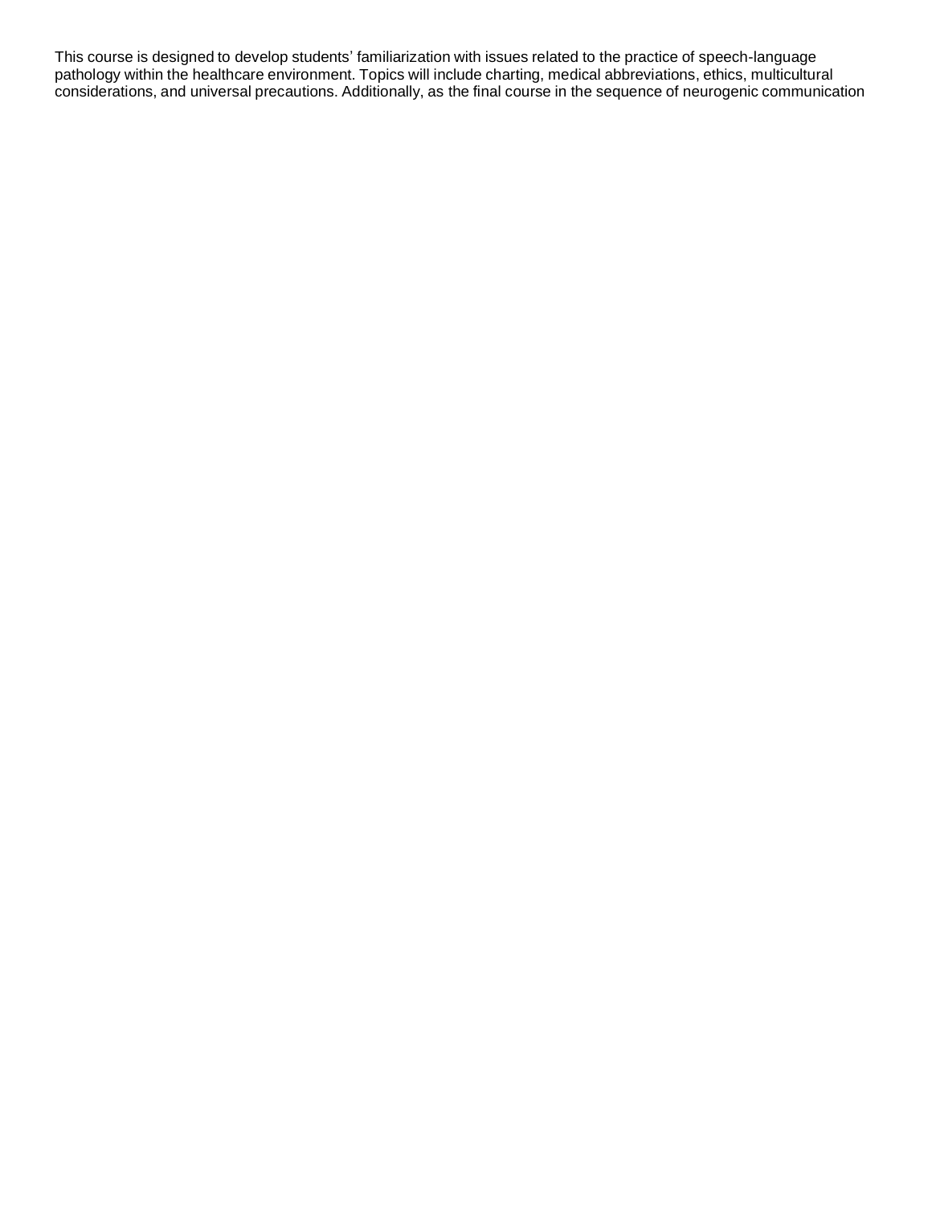This course is designed to develop students' familiarization with issues related to the practice of speech-language pathology within the healthcare environment. Topics will include charting, medical abbreviations, ethics, multicultural considerations, and universal precautions. Additionally, as the final course in the sequence of neurogenic communication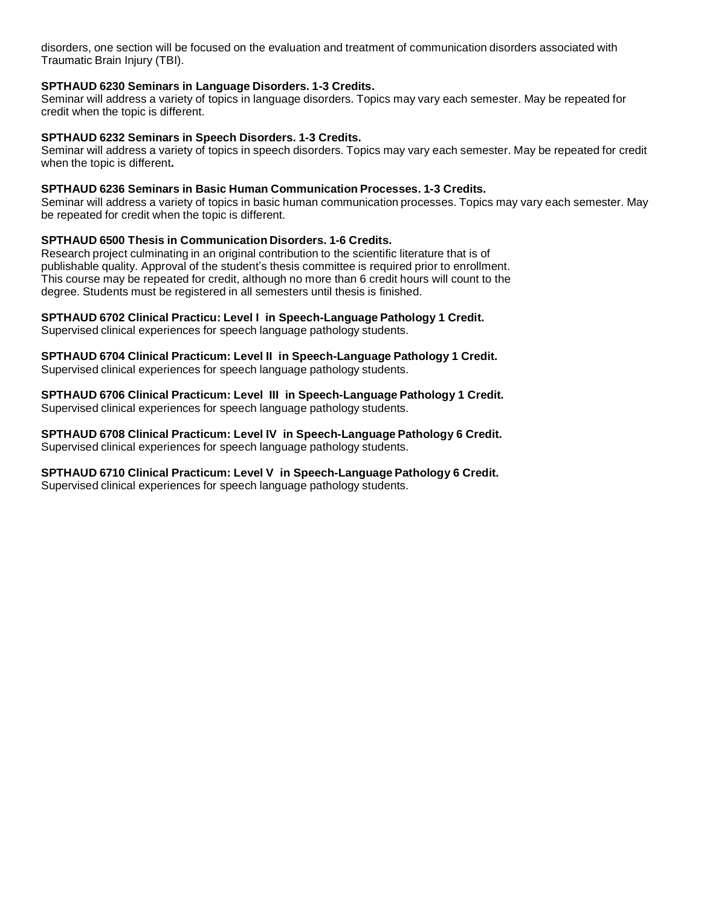disorders, one section will be focused on the evaluation and treatment of communication disorders associated with Traumatic Brain Injury (TBI).

**SPTHAUD 6230 Seminars in Language Disorders. 1-3 Credits.**
Seminar will address a variety of topics in language disorders. Topics may vary each semester. May be repeated for credit when the topic is different.

**SPTHAUD 6232 Seminars in Speech Disorders. 1-3 Credits.**
Seminar will address a variety of topics in speech disorders. Topics may vary each semester. May be repeated for credit when the topic is different**.**

**SPTHAUD 6236 Seminars in Basic Human Communication Processes. 1-3 Credits.**
Seminar will address a variety of topics in basic human communication processes. Topics may vary each semester. May be repeated for credit when the topic is different.

**SPTHAUD 6500 Thesis in Communication Disorders. 1-6 Credits.**
Research project culminating in an original contribution to the scientific literature that is of publishable quality. Approval of the student's thesis committee is required prior to enrollment. This course may be repeated for credit, although no more than 6 credit hours will count to the degree. Students must be registered in all semesters until thesis is finished.

**SPTHAUD 6702 Clinical Practicu: Level I in Speech-Language Pathology 1 Credit.**
Supervised clinical experiences for speech language pathology students.

**SPTHAUD 6704 Clinical Practicum: Level II in Speech-Language Pathology 1 Credit.**
Supervised clinical experiences for speech language pathology students.

**SPTHAUD 6706 Clinical Practicum: Level III in Speech-Language Pathology 1 Credit.**
Supervised clinical experiences for speech language pathology students.

**SPTHAUD 6708 Clinical Practicum: Level IV in Speech-Language Pathology 6 Credit.**
Supervised clinical experiences for speech language pathology students.

**SPTHAUD 6710 Clinical Practicum: Level V in Speech-Language Pathology 6 Credit.**
Supervised clinical experiences for speech language pathology students.